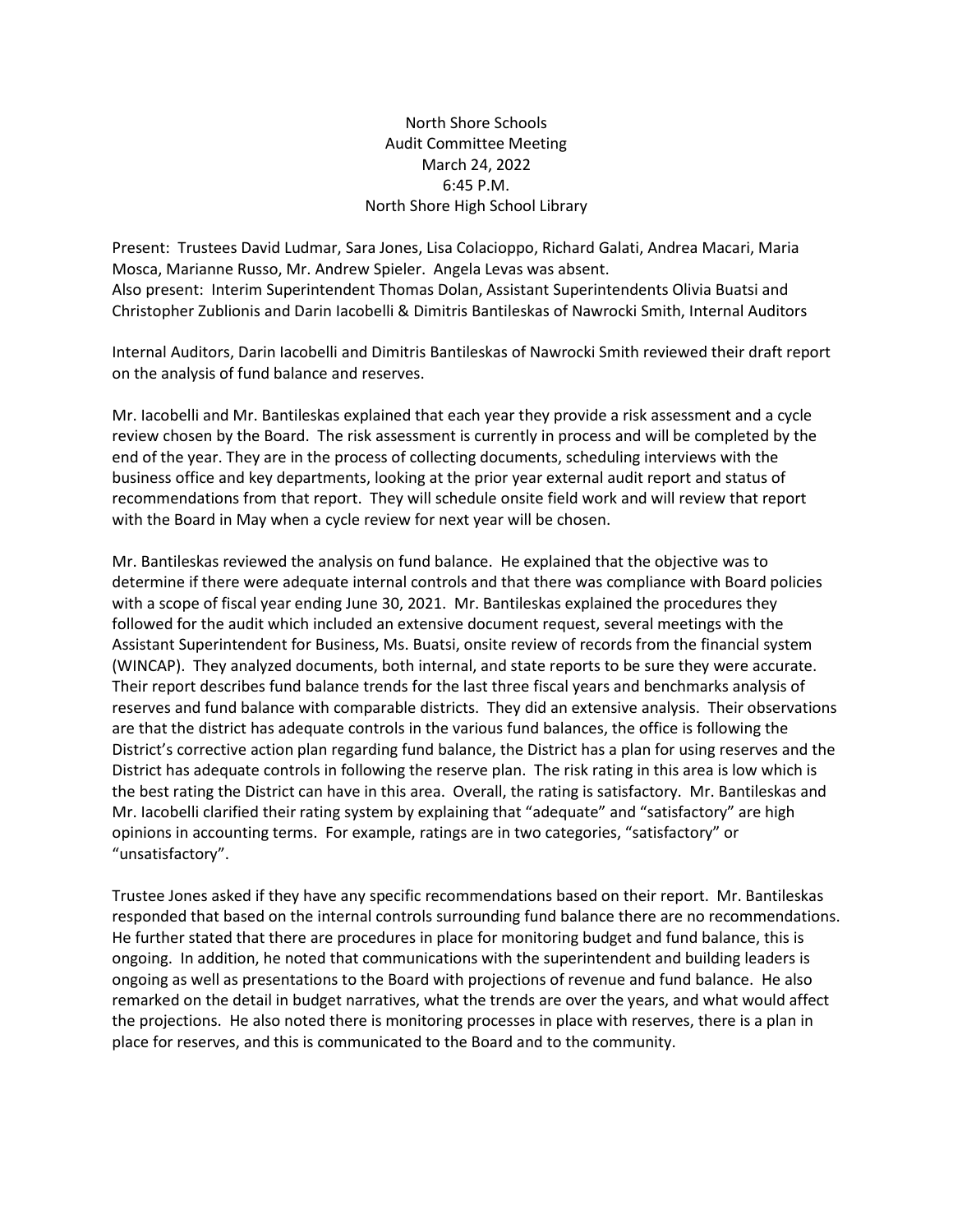North Shore Schools
Audit Committee Meeting
March 24, 2022
6:45 P.M.
North Shore High School Library

Present: Trustees David Ludmar, Sara Jones, Lisa Colacioppo, Richard Galati, Andrea Macari, Maria Mosca, Marianne Russo, Mr. Andrew Spieler. Angela Levas was absent.
Also present: Interim Superintendent Thomas Dolan, Assistant Superintendents Olivia Buatsi and Christopher Zublionis and Darin Iacobelli & Dimitris Bantileskas of Nawrocki Smith, Internal Auditors

Internal Auditors, Darin Iacobelli and Dimitris Bantileskas of Nawrocki Smith reviewed their draft report on the analysis of fund balance and reserves.

Mr. Iacobelli and Mr. Bantileskas explained that each year they provide a risk assessment and a cycle review chosen by the Board. The risk assessment is currently in process and will be completed by the end of the year. They are in the process of collecting documents, scheduling interviews with the business office and key departments, looking at the prior year external audit report and status of recommendations from that report. They will schedule onsite field work and will review that report with the Board in May when a cycle review for next year will be chosen.

Mr. Bantileskas reviewed the analysis on fund balance. He explained that the objective was to determine if there were adequate internal controls and that there was compliance with Board policies with a scope of fiscal year ending June 30, 2021. Mr. Bantileskas explained the procedures they followed for the audit which included an extensive document request, several meetings with the Assistant Superintendent for Business, Ms. Buatsi, onsite review of records from the financial system (WINCAP). They analyzed documents, both internal, and state reports to be sure they were accurate. Their report describes fund balance trends for the last three fiscal years and benchmarks analysis of reserves and fund balance with comparable districts. They did an extensive analysis. Their observations are that the district has adequate controls in the various fund balances, the office is following the District's corrective action plan regarding fund balance, the District has a plan for using reserves and the District has adequate controls in following the reserve plan. The risk rating in this area is low which is the best rating the District can have in this area. Overall, the rating is satisfactory. Mr. Bantileskas and Mr. Iacobelli clarified their rating system by explaining that "adequate" and "satisfactory" are high opinions in accounting terms. For example, ratings are in two categories, "satisfactory" or "unsatisfactory".

Trustee Jones asked if they have any specific recommendations based on their report. Mr. Bantileskas responded that based on the internal controls surrounding fund balance there are no recommendations. He further stated that there are procedures in place for monitoring budget and fund balance, this is ongoing. In addition, he noted that communications with the superintendent and building leaders is ongoing as well as presentations to the Board with projections of revenue and fund balance. He also remarked on the detail in budget narratives, what the trends are over the years, and what would affect the projections. He also noted there is monitoring processes in place with reserves, there is a plan in place for reserves, and this is communicated to the Board and to the community.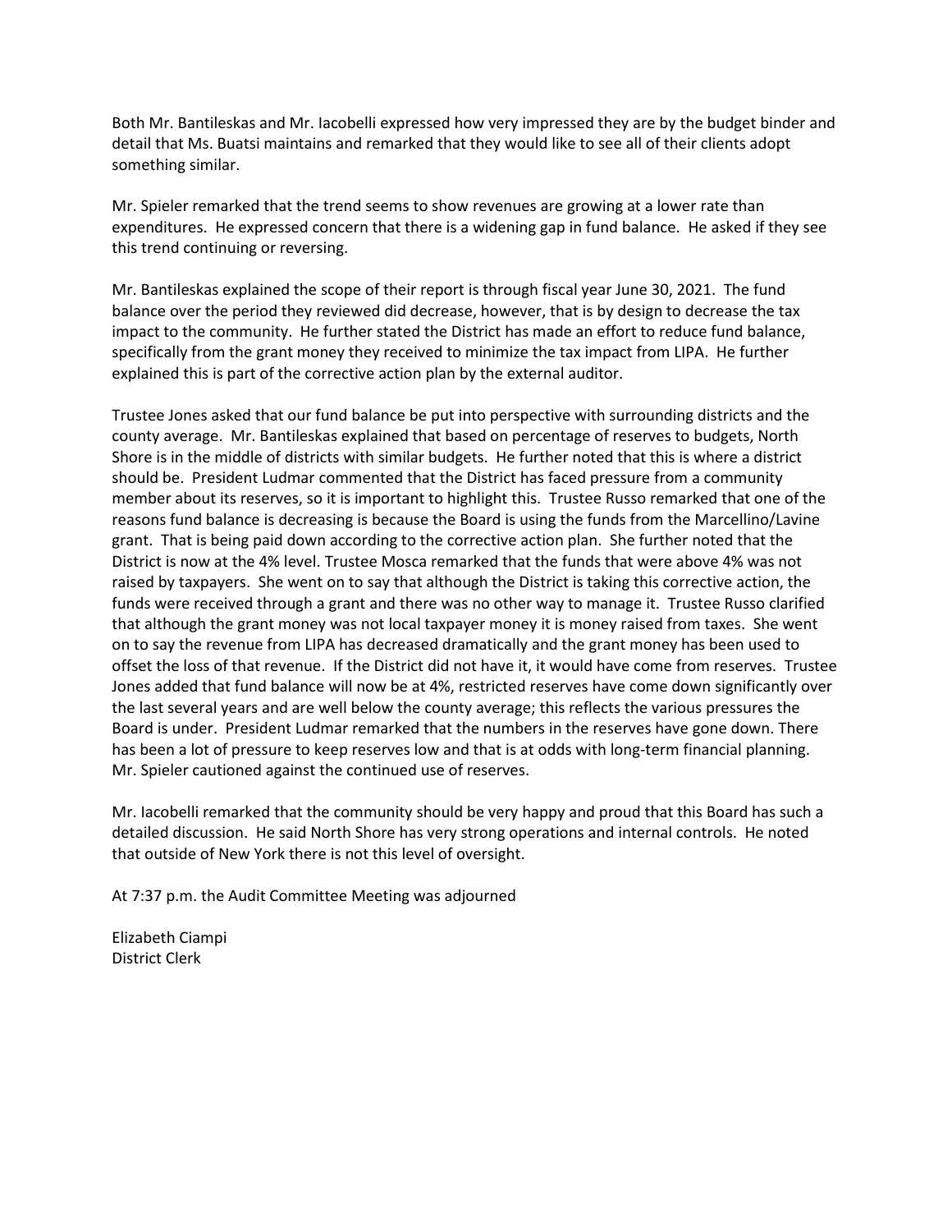Both Mr. Bantileskas and Mr. Iacobelli expressed how very impressed they are by the budget binder and detail that Ms. Buatsi maintains and remarked that they would like to see all of their clients adopt something similar.

Mr. Spieler remarked that the trend seems to show revenues are growing at a lower rate than expenditures. He expressed concern that there is a widening gap in fund balance. He asked if they see this trend continuing or reversing.

Mr. Bantileskas explained the scope of their report is through fiscal year June 30, 2021. The fund balance over the period they reviewed did decrease, however, that is by design to decrease the tax impact to the community. He further stated the District has made an effort to reduce fund balance, specifically from the grant money they received to minimize the tax impact from LIPA. He further explained this is part of the corrective action plan by the external auditor.

Trustee Jones asked that our fund balance be put into perspective with surrounding districts and the county average. Mr. Bantileskas explained that based on percentage of reserves to budgets, North Shore is in the middle of districts with similar budgets. He further noted that this is where a district should be. President Ludmar commented that the District has faced pressure from a community member about its reserves, so it is important to highlight this. Trustee Russo remarked that one of the reasons fund balance is decreasing is because the Board is using the funds from the Marcellino/Lavine grant. That is being paid down according to the corrective action plan. She further noted that the District is now at the 4% level. Trustee Mosca remarked that the funds that were above 4% was not raised by taxpayers. She went on to say that although the District is taking this corrective action, the funds were received through a grant and there was no other way to manage it. Trustee Russo clarified that although the grant money was not local taxpayer money it is money raised from taxes. She went on to say the revenue from LIPA has decreased dramatically and the grant money has been used to offset the loss of that revenue. If the District did not have it, it would have come from reserves. Trustee Jones added that fund balance will now be at 4%, restricted reserves have come down significantly over the last several years and are well below the county average; this reflects the various pressures the Board is under. President Ludmar remarked that the numbers in the reserves have gone down. There has been a lot of pressure to keep reserves low and that is at odds with long-term financial planning. Mr. Spieler cautioned against the continued use of reserves.

Mr. Iacobelli remarked that the community should be very happy and proud that this Board has such a detailed discussion. He said North Shore has very strong operations and internal controls. He noted that outside of New York there is not this level of oversight.

At 7:37 p.m. the Audit Committee Meeting was adjourned

Elizabeth Ciampi
District Clerk